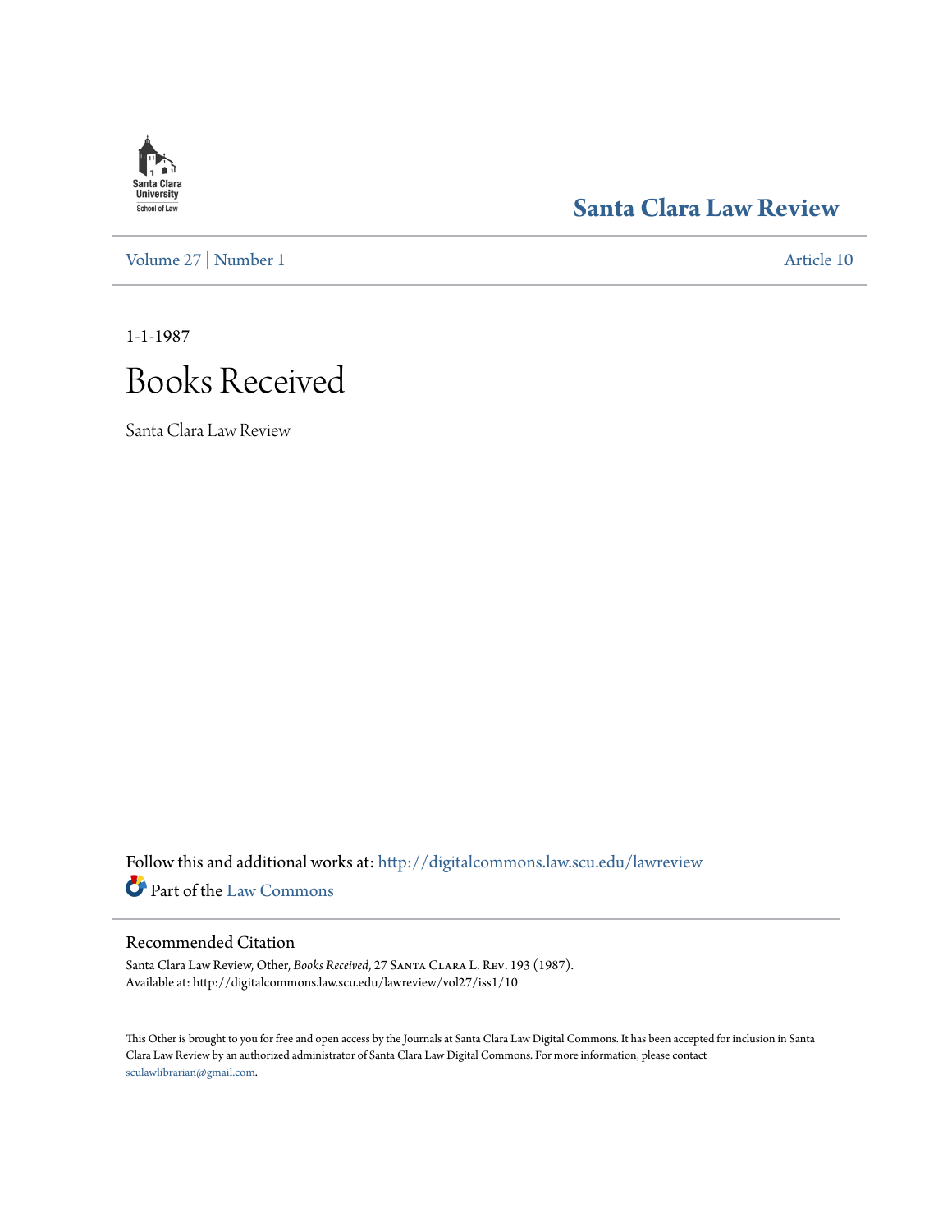Santa Clara University School of Law

# Santa Clara Law Review

Volume 27 | Number 1 Article 10

1-1-1987

# Books Received

Santa Clara Law Review

Follow this and additional works at: http://digitalcommons.law.scu.edu/lawreview

Part of the Law Commons

## Recommended Citation

Santa Clara Law Review, Other, *Books Received*, 27 Santa Clara L. Rev. 193 (1987).
Available at: http://digitalcommons.law.scu.edu/lawreview/vol27/iss1/10

This Other is brought to you for free and open access by the Journals at Santa Clara Law Digital Commons. It has been accepted for inclusion in Santa Clara Law Review by an authorized administrator of Santa Clara Law Digital Commons. For more information, please contact sculawlibrarian@gmail.com.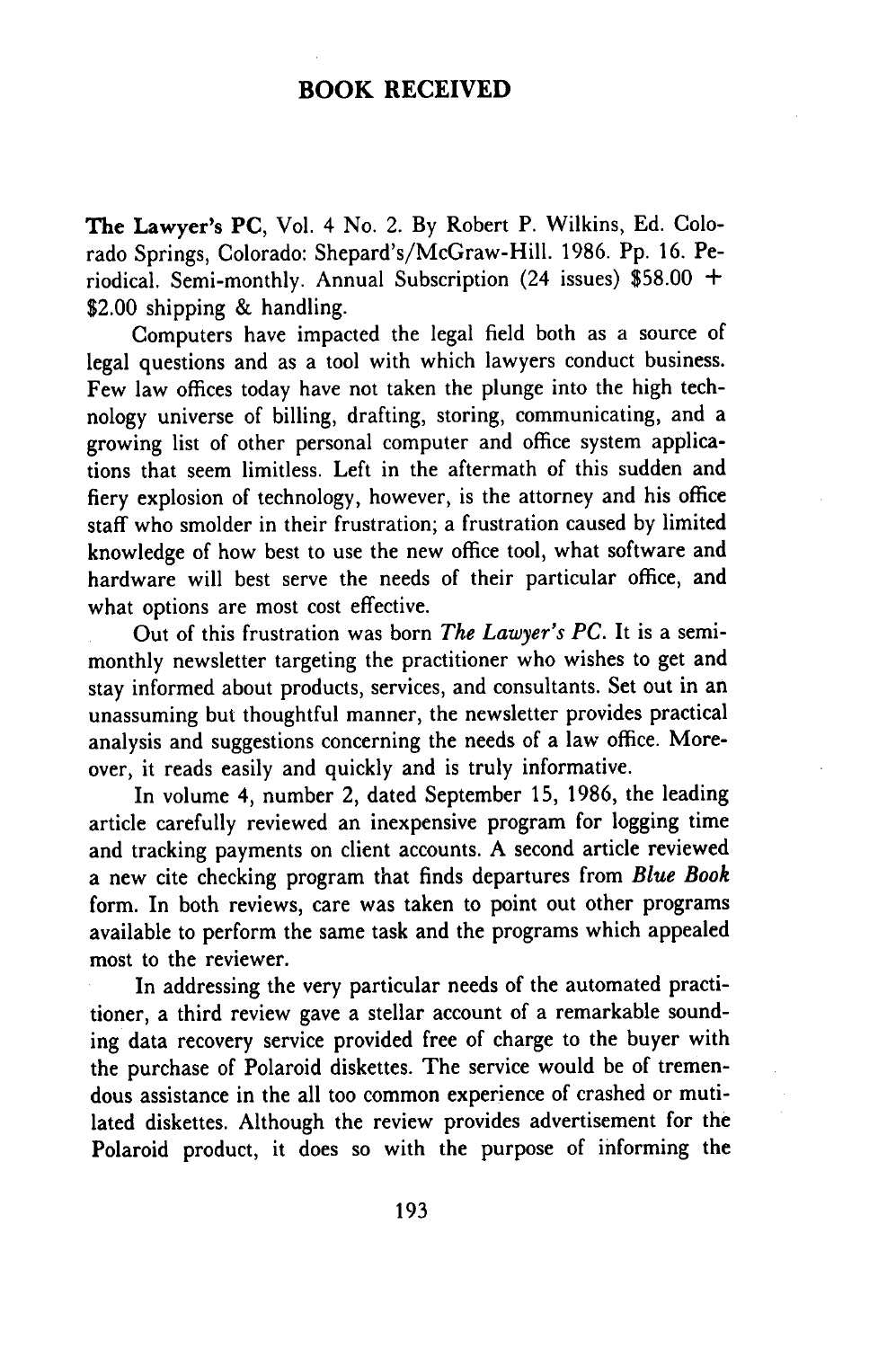## BOOK RECEIVED

**The Lawyer's PC**, Vol. 4 No. 2. By Robert P. Wilkins, Ed. Colorado Springs, Colorado: Shepard's/McGraw-Hill. 1986. Pp. 16. Periodical. Semi-monthly. Annual Subscription (24 issues) $58.00 + $2.00 shipping & handling.

Computers have impacted the legal field both as a source of legal questions and as a tool with which lawyers conduct business. Few law offices today have not taken the plunge into the high technology universe of billing, drafting, storing, communicating, and a growing list of other personal computer and office system applications that seem limitless. Left in the aftermath of this sudden and fiery explosion of technology, however, is the attorney and his office staff who smolder in their frustration; a frustration caused by limited knowledge of how best to use the new office tool, what software and hardware will best serve the needs of their particular office, and what options are most cost effective.

Out of this frustration was born *The Lawyer's PC*. It is a semimonthly newsletter targeting the practitioner who wishes to get and stay informed about products, services, and consultants. Set out in an unassuming but thoughtful manner, the newsletter provides practical analysis and suggestions concerning the needs of a law office. Moreover, it reads easily and quickly and is truly informative.

In volume 4, number 2, dated September 15, 1986, the leading article carefully reviewed an inexpensive program for logging time and tracking payments on client accounts. A second article reviewed a new cite checking program that finds departures from *Blue Book* form. In both reviews, care was taken to point out other programs available to perform the same task and the programs which appealed most to the reviewer.

In addressing the very particular needs of the automated practitioner, a third review gave a stellar account of a remarkable sounding data recovery service provided free of charge to the buyer with the purchase of Polaroid diskettes. The service would be of tremendous assistance in the all too common experience of crashed or mutilated diskettes. Although the review provides advertisement for the Polaroid product, it does so with the purpose of informing the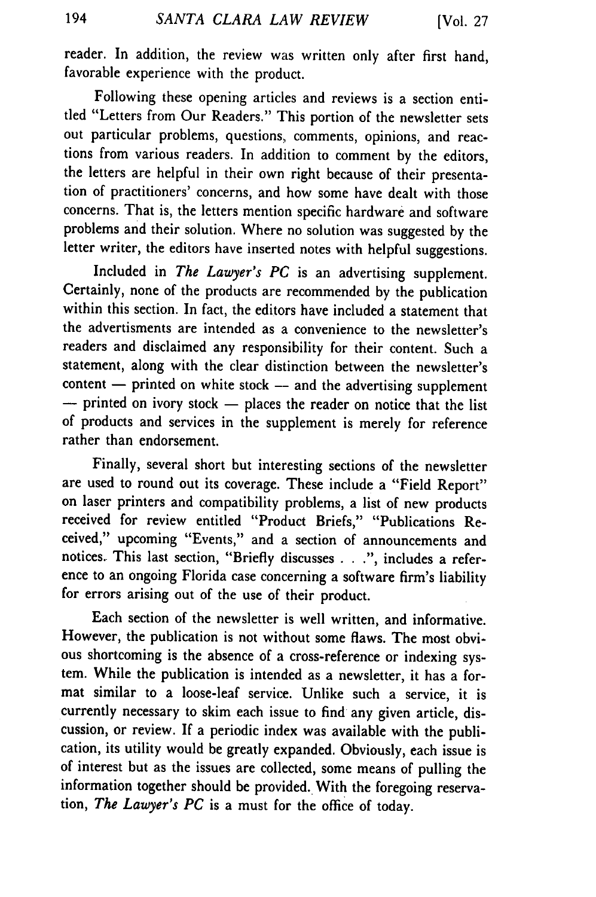reader. In addition, the review was written only after first hand, favorable experience with the product.

Following these opening articles and reviews is a section entitled "Letters from Our Readers." This portion of the newsletter sets out particular problems, questions, comments, opinions, and reactions from various readers. In addition to comment by the editors, the letters are helpful in their own right because of their presentation of practitioners' concerns, and how some have dealt with those concerns. That is, the letters mention specific hardware and software problems and their solution. Where no solution was suggested by the letter writer, the editors have inserted notes with helpful suggestions.

Included in *The Lawyer's PC* is an advertising supplement. Certainly, none of the products are recommended by the publication within this section. In fact, the editors have included a statement that the advertisments are intended as a convenience to the newsletter's readers and disclaimed any responsibility for their content. Such a statement, along with the clear distinction between the newsletter's content — printed on white stock — and the advertising supplement — printed on ivory stock — places the reader on notice that the list of products and services in the supplement is merely for reference rather than endorsement.

Finally, several short but interesting sections of the newsletter are used to round out its coverage. These include a "Field Report" on laser printers and compatibility problems, a list of new products received for review entitled "Product Briefs," "Publications Received," upcoming "Events," and a section of announcements and notices. This last section, "Briefly discusses . . .", includes a reference to an ongoing Florida case concerning a software firm's liability for errors arising out of the use of their product.

Each section of the newsletter is well written, and informative. However, the publication is not without some flaws. The most obvious shortcoming is the absence of a cross-reference or indexing system. While the publication is intended as a newsletter, it has a format similar to a loose-leaf service. Unlike such a service, it is currently necessary to skim each issue to find any given article, discussion, or review. If a periodic index was available with the publication, its utility would be greatly expanded. Obviously, each issue is of interest but as the issues are collected, some means of pulling the information together should be provided. With the foregoing reservation, *The Lawyer's PC* is a must for the office of today.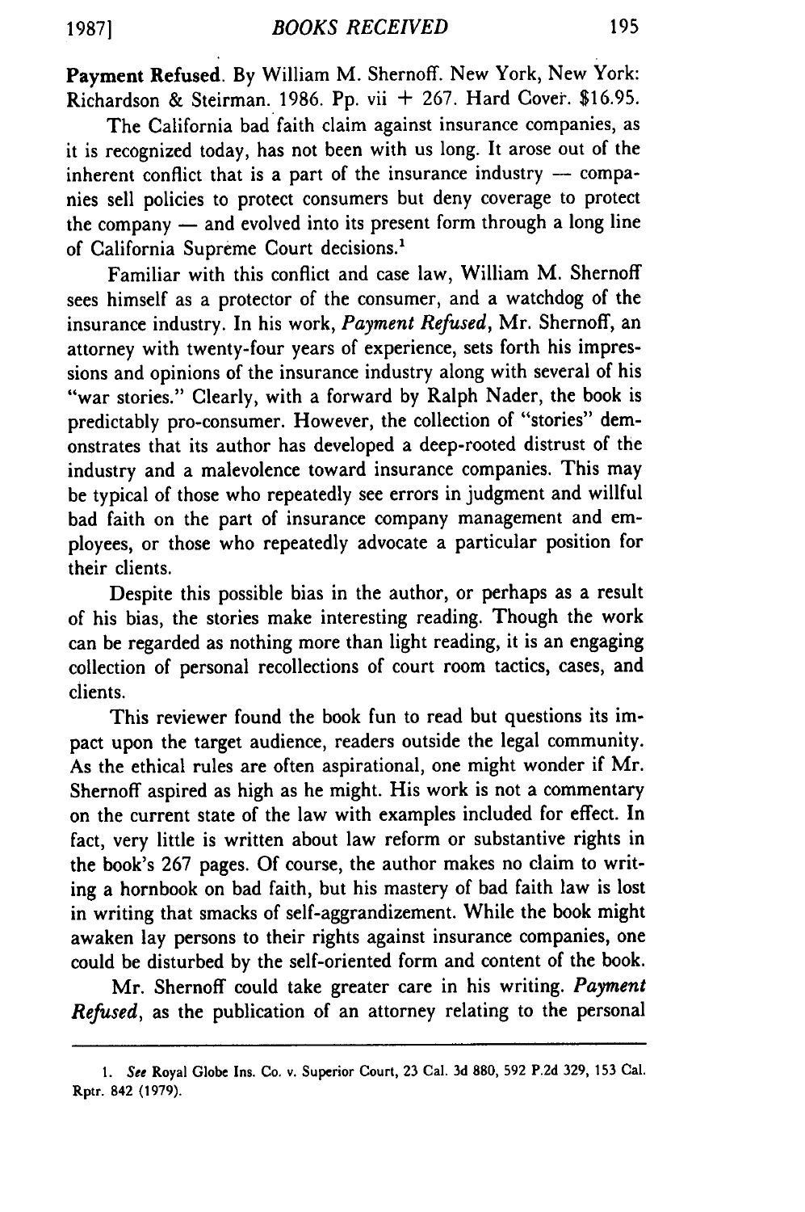**Payment Refused.** By William M. Shernoff. New York, New York: Richardson & Steirman. 1986. Pp. vii + 267. Hard Cover. $16.95.

The California bad faith claim against insurance companies, as it is recognized today, has not been with us long. It arose out of the inherent conflict that is a part of the insurance industry — companies sell policies to protect consumers but deny coverage to protect the company — and evolved into its present form through a long line of California Supreme Court decisions.[1]

Familiar with this conflict and case law, William M. Shernoff sees himself as a protector of the consumer, and a watchdog of the insurance industry. In his work, *Payment Refused*, Mr. Shernoff, an attorney with twenty-four years of experience, sets forth his impressions and opinions of the insurance industry along with several of his "war stories." Clearly, with a forward by Ralph Nader, the book is predictably pro-consumer. However, the collection of "stories" demonstrates that its author has developed a deep-rooted distrust of the industry and a malevolence toward insurance companies. This may be typical of those who repeatedly see errors in judgment and willful bad faith on the part of insurance company management and employees, or those who repeatedly advocate a particular position for their clients.

Despite this possible bias in the author, or perhaps as a result of his bias, the stories make interesting reading. Though the work can be regarded as nothing more than light reading, it is an engaging collection of personal recollections of court room tactics, cases, and clients.

This reviewer found the book fun to read but questions its impact upon the target audience, readers outside the legal community. As the ethical rules are often aspirational, one might wonder if Mr. Shernoff aspired as high as he might. His work is not a commentary on the current state of the law with examples included for effect. In fact, very little is written about law reform or substantive rights in the book's 267 pages. Of course, the author makes no claim to writing a hornbook on bad faith, but his mastery of bad faith law is lost in writing that smacks of self-aggrandizement. While the book might awaken lay persons to their rights against insurance companies, one could be disturbed by the self-oriented form and content of the book.

Mr. Shernoff could take greater care in his writing. *Payment Refused*, as the publication of an attorney relating to the personal

---

1. *See* Royal Globe Ins. Co. v. Superior Court, 23 Cal. 3d 880, 592 P.2d 329, 153 Cal. Rptr. 842 (1979).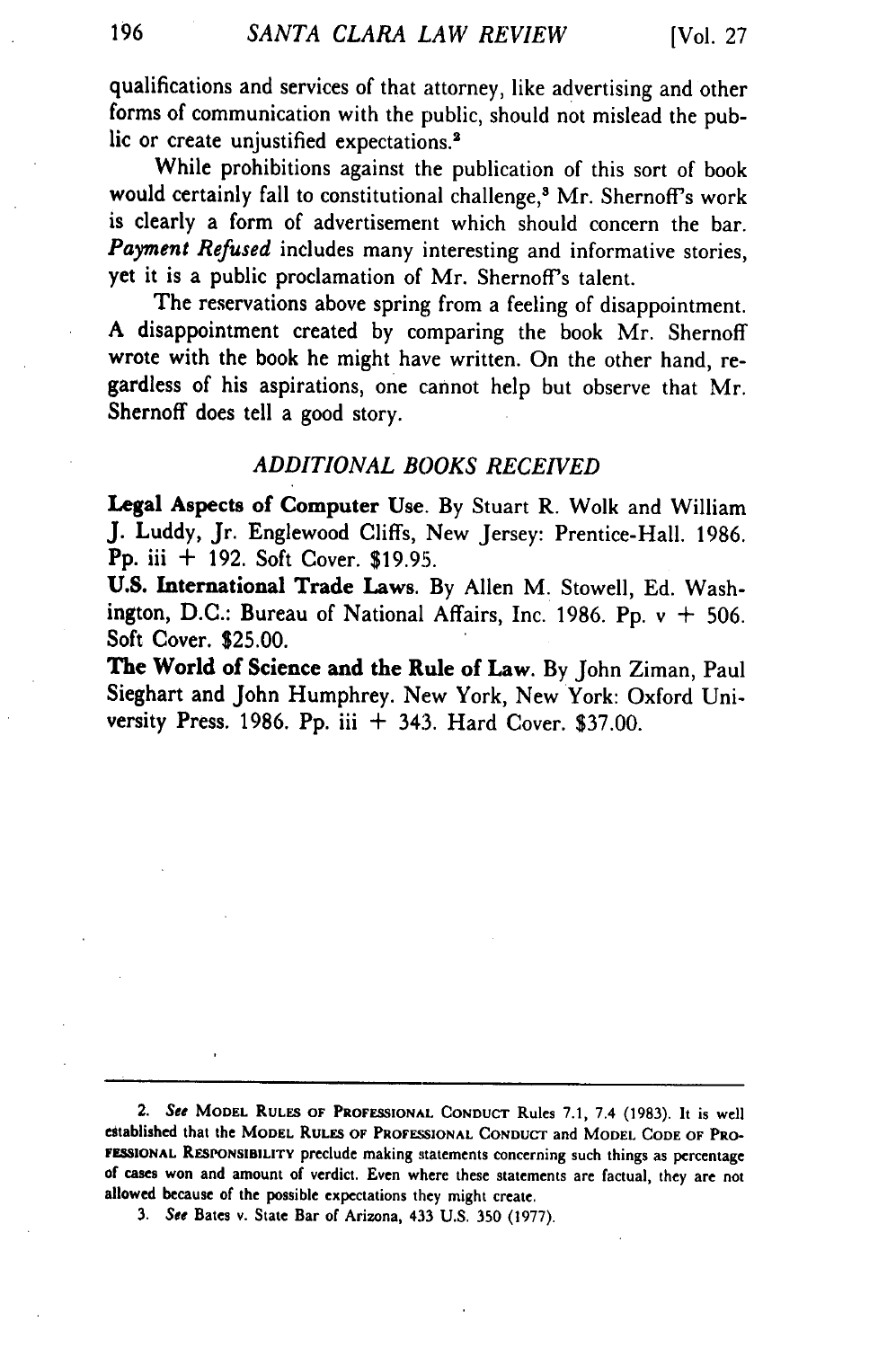qualifications and services of that attorney, like advertising and other forms of communication with the public, should not mislead the public or create unjustified expectations.[2]

While prohibitions against the publication of this sort of book would certainly fall to constitutional challenge,[3] Mr. Shernoff's work is clearly a form of advertisement which should concern the bar. *Payment Refused* includes many interesting and informative stories, yet it is a public proclamation of Mr. Shernoff's talent.

The reservations above spring from a feeling of disappointment. A disappointment created by comparing the book Mr. Shernoff wrote with the book he might have written. On the other hand, regardless of his aspirations, one cannot help but observe that Mr. Shernoff does tell a good story.

### *ADDITIONAL BOOKS RECEIVED*

**Legal Aspects of Computer Use.** By Stuart R. Wolk and William J. Luddy, Jr. Englewood Cliffs, New Jersey: Prentice-Hall. 1986. Pp. iii + 192. Soft Cover. $19.95.

**U.S. International Trade Laws.** By Allen M. Stowell, Ed. Washington, D.C.: Bureau of National Affairs, Inc. 1986. Pp. v + 506. Soft Cover. $25.00.

**The World of Science and the Rule of Law.** By John Ziman, Paul Sieghart and John Humphrey. New York, New York: Oxford University Press. 1986. Pp. iii + 343. Hard Cover. $37.00.

---

2. *See* MODEL RULES OF PROFESSIONAL CONDUCT Rules 7.1, 7.4 (1983). It is well established that the MODEL RULES OF PROFESSIONAL CONDUCT and MODEL CODE OF PROFESSIONAL RESPONSIBILITY preclude making statements concerning such things as percentage of cases won and amount of verdict. Even where these statements are factual, they are not allowed because of the possible expectations they might create.

3. *See* Bates v. State Bar of Arizona, 433 U.S. 350 (1977).